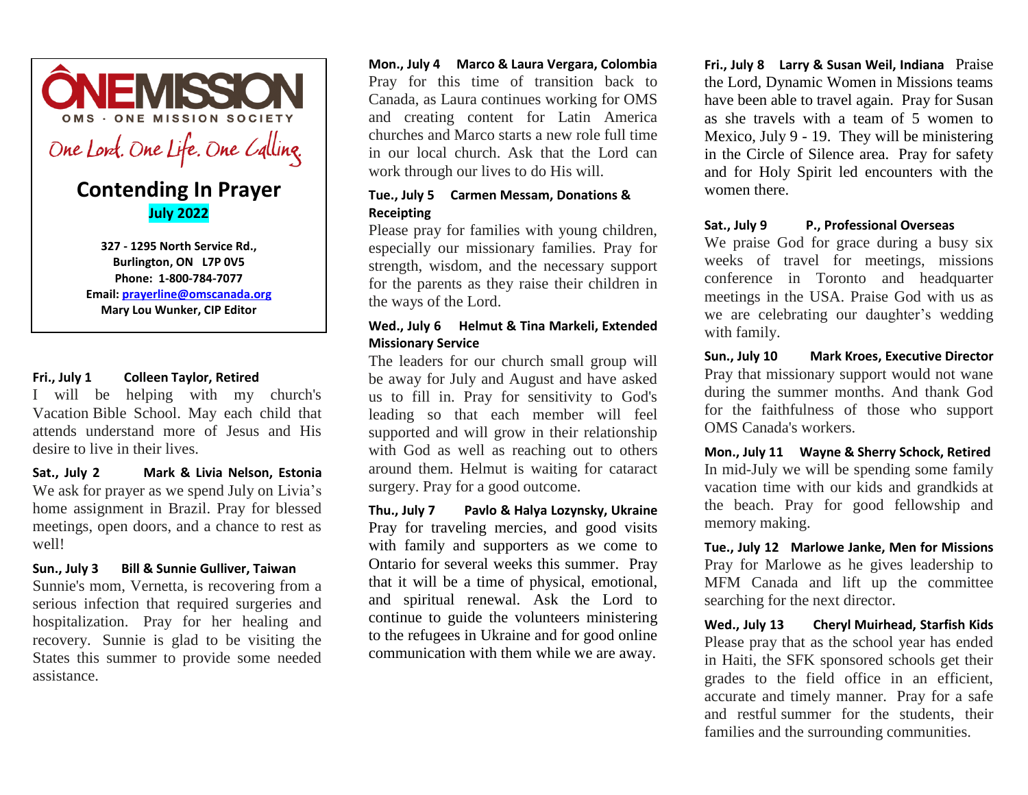# ONEMISSION

OMS · ONE MISSION SOCIETY

*One Lord. One Life. One Calling.*

## Contending In Prayer

**July 2022**

**327 - 1295 North Service Rd.,**
**Burlington, ON L7P 0V5**
**Phone: 1-800-784-7077**
**Email: prayerline@omscanada.org**
**Mary Lou Wunker, CIP Editor**

**Fri., July 1 Colleen Taylor, Retired**
I will be helping with my church's Vacation Bible School. May each child that attends understand more of Jesus and His desire to live in their lives.

**Sat., July 2 Mark & Livia Nelson, Estonia**
We ask for prayer as we spend July on Livia's home assignment in Brazil. Pray for blessed meetings, open doors, and a chance to rest as well!

**Sun., July 3 Bill & Sunnie Gulliver, Taiwan**
Sunnie's mom, Vernetta, is recovering from a serious infection that required surgeries and hospitalization. Pray for her healing and recovery. Sunnie is glad to be visiting the States this summer to provide some needed assistance.

**Mon., July 4 Marco & Laura Vergara, Colombia**
Pray for this time of transition back to Canada, as Laura continues working for OMS and creating content for Latin America churches and Marco starts a new role full time in our local church. Ask that the Lord can work through our lives to do His will.

**Tue., July 5 Carmen Messam, Donations & Receipting**
Please pray for families with young children, especially our missionary families. Pray for strength, wisdom, and the necessary support for the parents as they raise their children in the ways of the Lord.

**Wed., July 6 Helmut & Tina Markeli, Extended Missionary Service**
The leaders for our church small group will be away for July and August and have asked us to fill in. Pray for sensitivity to God's leading so that each member will feel supported and will grow in their relationship with God as well as reaching out to others around them. Helmut is waiting for cataract surgery. Pray for a good outcome.

**Thu., July 7 Pavlo & Halya Lozynsky, Ukraine**
Pray for traveling mercies, and good visits with family and supporters as we come to Ontario for several weeks this summer. Pray that it will be a time of physical, emotional, and spiritual renewal. Ask the Lord to continue to guide the volunteers ministering to the refugees in Ukraine and for good online communication with them while we are away.

**Fri., July 8 Larry & Susan Weil, Indiana** Praise the Lord, Dynamic Women in Missions teams have been able to travel again. Pray for Susan as she travels with a team of 5 women to Mexico, July 9 - 19. They will be ministering in the Circle of Silence area. Pray for safety and for Holy Spirit led encounters with the women there.

**Sat., July 9 P., Professional Overseas**
We praise God for grace during a busy six weeks of travel for meetings, missions conference in Toronto and headquarter meetings in the USA. Praise God with us as we are celebrating our daughter's wedding with family.

**Sun., July 10 Mark Kroes, Executive Director**
Pray that missionary support would not wane during the summer months. And thank God for the faithfulness of those who support OMS Canada's workers.

**Mon., July 11 Wayne & Sherry Schock, Retired**
In mid-July we will be spending some family vacation time with our kids and grandkids at the beach. Pray for good fellowship and memory making.

**Tue., July 12 Marlowe Janke, Men for Missions**
Pray for Marlowe as he gives leadership to MFM Canada and lift up the committee searching for the next director.

**Wed., July 13 Cheryl Muirhead, Starfish Kids**
Please pray that as the school year has ended in Haiti, the SFK sponsored schools get their grades to the field office in an efficient, accurate and timely manner. Pray for a safe and restful summer for the students, their families and the surrounding communities.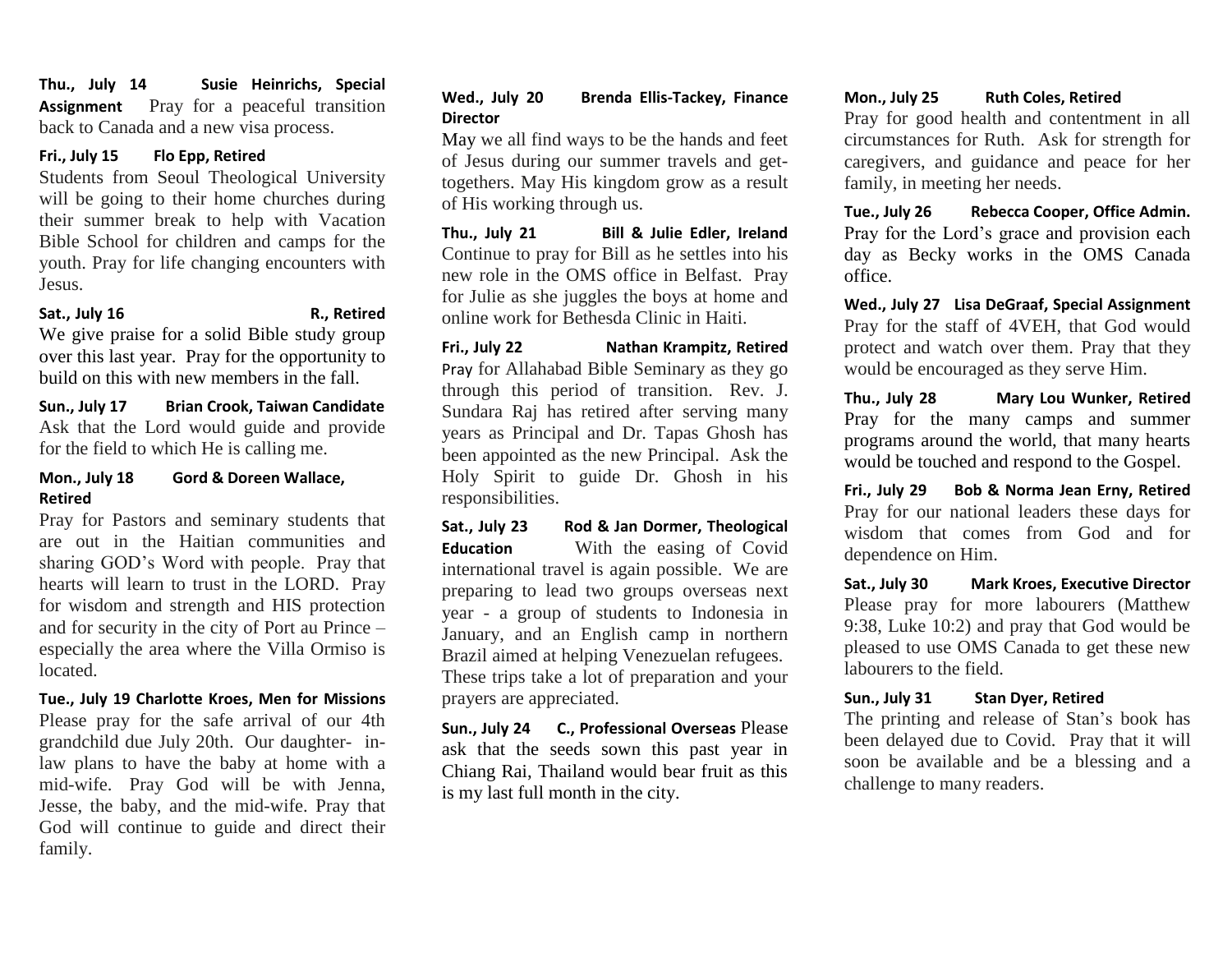**Thu., July 14 Susie Heinrichs, Special Assignment** Pray for a peaceful transition back to Canada and a new visa process.

**Fri., July 15 Flo Epp, Retired**
Students from Seoul Theological University will be going to their home churches during their summer break to help with Vacation Bible School for children and camps for the youth. Pray for life changing encounters with Jesus.

**Sat., July 16 R., Retired**
We give praise for a solid Bible study group over this last year. Pray for the opportunity to build on this with new members in the fall.

**Sun., July 17 Brian Crook, Taiwan Candidate**
Ask that the Lord would guide and provide for the field to which He is calling me.

**Mon., July 18 Gord & Doreen Wallace, Retired**
Pray for Pastors and seminary students that are out in the Haitian communities and sharing GOD's Word with people. Pray that hearts will learn to trust in the LORD. Pray for wisdom and strength and HIS protection and for security in the city of Port au Prince – especially the area where the Villa Ormiso is located.

**Tue., July 19 Charlotte Kroes, Men for Missions**
Please pray for the safe arrival of our 4th grandchild due July 20th. Our daughter- in-law plans to have the baby at home with a mid-wife. Pray God will be with Jenna, Jesse, the baby, and the mid-wife. Pray that God will continue to guide and direct their family.

**Wed., July 20 Brenda Ellis-Tackey, Finance Director**
May we all find ways to be the hands and feet of Jesus during our summer travels and get-togethers. May His kingdom grow as a result of His working through us.

**Thu., July 21 Bill & Julie Edler, Ireland**
Continue to pray for Bill as he settles into his new role in the OMS office in Belfast. Pray for Julie as she juggles the boys at home and online work for Bethesda Clinic in Haiti.

**Fri., July 22 Nathan Krampitz, Retired**
Pray for Allahabad Bible Seminary as they go through this period of transition. Rev. J. Sundara Raj has retired after serving many years as Principal and Dr. Tapas Ghosh has been appointed as the new Principal. Ask the Holy Spirit to guide Dr. Ghosh in his responsibilities.

**Sat., July 23 Rod & Jan Dormer, Theological Education** With the easing of Covid international travel is again possible. We are preparing to lead two groups overseas next year - a group of students to Indonesia in January, and an English camp in northern Brazil aimed at helping Venezuelan refugees. These trips take a lot of preparation and your prayers are appreciated.

**Sun., July 24 C., Professional Overseas** Please ask that the seeds sown this past year in Chiang Rai, Thailand would bear fruit as this is my last full month in the city.

**Mon., July 25 Ruth Coles, Retired**
Pray for good health and contentment in all circumstances for Ruth. Ask for strength for caregivers, and guidance and peace for her family, in meeting her needs.

**Tue., July 26 Rebecca Cooper, Office Admin.**
Pray for the Lord's grace and provision each day as Becky works in the OMS Canada office.

**Wed., July 27 Lisa DeGraaf, Special Assignment**
Pray for the staff of 4VEH, that God would protect and watch over them. Pray that they would be encouraged as they serve Him.

**Thu., July 28 Mary Lou Wunker, Retired**
Pray for the many camps and summer programs around the world, that many hearts would be touched and respond to the Gospel.

**Fri., July 29 Bob & Norma Jean Erny, Retired**
Pray for our national leaders these days for wisdom that comes from God and for dependence on Him.

**Sat., July 30 Mark Kroes, Executive Director**
Please pray for more labourers (Matthew 9:38, Luke 10:2) and pray that God would be pleased to use OMS Canada to get these new labourers to the field.

**Sun., July 31 Stan Dyer, Retired**
The printing and release of Stan's book has been delayed due to Covid. Pray that it will soon be available and be a blessing and a challenge to many readers.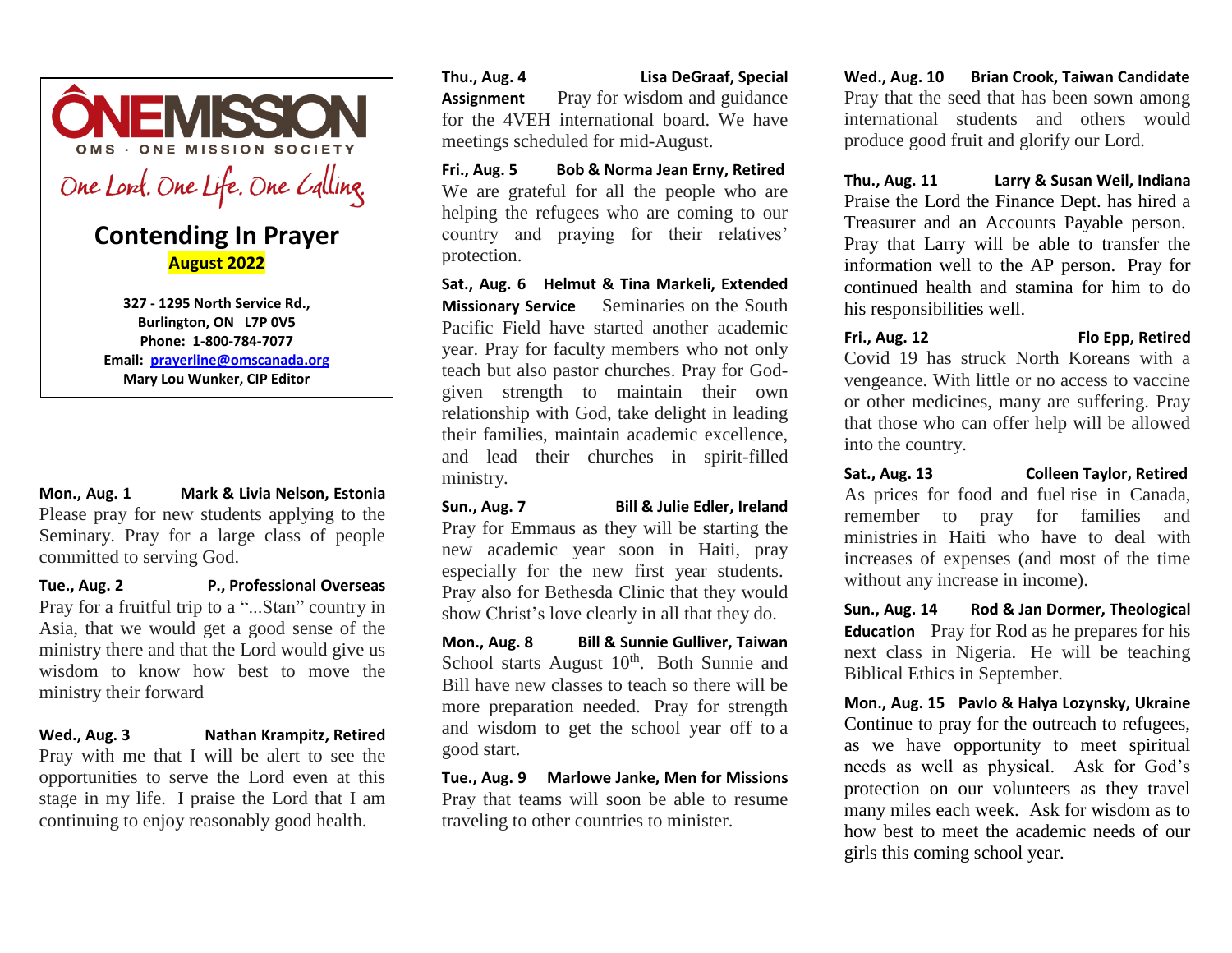# ONEMISSION

OMS · ONE MISSION SOCIETY

*One Lord. One Life. One Calling.*

## Contending In Prayer

**August 2022**

**327 - 1295 North Service Rd., Burlington, ON L7P 0V5**
**Phone: 1-800-784-7077**
**Email: prayerline@omscanada.org**
**Mary Lou Wunker, CIP Editor**

**Mon., Aug. 1 — Mark & Livia Nelson, Estonia**
Please pray for new students applying to the Seminary. Pray for a large class of people committed to serving God.

**Tue., Aug. 2 — P., Professional Overseas**
Pray for a fruitful trip to a "...Stan" country in Asia, that we would get a good sense of the ministry there and that the Lord would give us wisdom to know how best to move the ministry their forward

**Wed., Aug. 3 — Nathan Krampitz, Retired**
Pray with me that I will be alert to see the opportunities to serve the Lord even at this stage in my life. I praise the Lord that I am continuing to enjoy reasonably good health.

**Thu., Aug. 4 — Lisa DeGraaf, Special Assignment**
Pray for wisdom and guidance for the 4VEH international board. We have meetings scheduled for mid-August.

**Fri., Aug. 5 — Bob & Norma Jean Erny, Retired**
We are grateful for all the people who are helping the refugees who are coming to our country and praying for their relatives' protection.

**Sat., Aug. 6 — Helmut & Tina Markeli, Extended Missionary Service**
Seminaries on the South Pacific Field have started another academic year. Pray for faculty members who not only teach but also pastor churches. Pray for God-given strength to maintain their own relationship with God, take delight in leading their families, maintain academic excellence, and lead their churches in spirit-filled ministry.

**Sun., Aug. 7 — Bill & Julie Edler, Ireland**
Pray for Emmaus as they will be starting the new academic year soon in Haiti, pray especially for the new first year students. Pray also for Bethesda Clinic that they would show Christ's love clearly in all that they do.

**Mon., Aug. 8 — Bill & Sunnie Gulliver, Taiwan**
School starts August 10th. Both Sunnie and Bill have new classes to teach so there will be more preparation needed. Pray for strength and wisdom to get the school year off to a good start.

**Tue., Aug. 9 — Marlowe Janke, Men for Missions**
Pray that teams will soon be able to resume traveling to other countries to minister.

**Wed., Aug. 10 — Brian Crook, Taiwan Candidate**
Pray that the seed that has been sown among international students and others would produce good fruit and glorify our Lord.

**Thu., Aug. 11 — Larry & Susan Weil, Indiana**
Praise the Lord the Finance Dept. has hired a Treasurer and an Accounts Payable person. Pray that Larry will be able to transfer the information well to the AP person. Pray for continued health and stamina for him to do his responsibilities well.

**Fri., Aug. 12 — Flo Epp, Retired**
Covid 19 has struck North Koreans with a vengeance. With little or no access to vaccine or other medicines, many are suffering. Pray that those who can offer help will be allowed into the country.

**Sat., Aug. 13 — Colleen Taylor, Retired**
As prices for food and fuel rise in Canada, remember to pray for families and ministries in Haiti who have to deal with increases of expenses (and most of the time without any increase in income).

**Sun., Aug. 14 — Rod & Jan Dormer, Theological Education**
Pray for Rod as he prepares for his next class in Nigeria. He will be teaching Biblical Ethics in September.

**Mon., Aug. 15 — Pavlo & Halya Lozynsky, Ukraine**
Continue to pray for the outreach to refugees, as we have opportunity to meet spiritual needs as well as physical. Ask for God's protection on our volunteers as they travel many miles each week. Ask for wisdom as to how best to meet the academic needs of our girls this coming school year.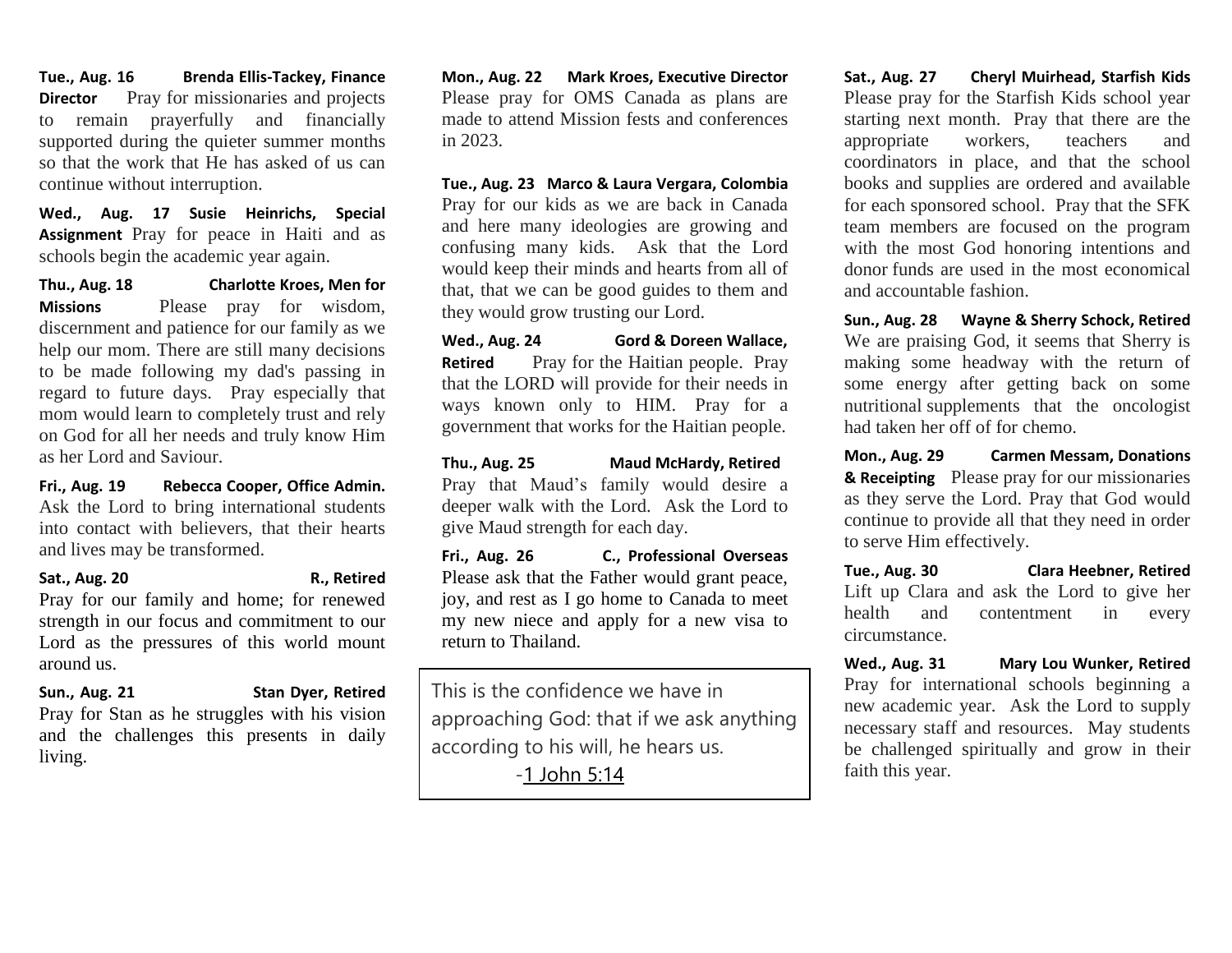**Tue., Aug. 16 Brenda Ellis-Tackey, Finance Director** Pray for missionaries and projects to remain prayerfully and financially supported during the quieter summer months so that the work that He has asked of us can continue without interruption.

**Wed., Aug. 17 Susie Heinrichs, Special Assignment** Pray for peace in Haiti and as schools begin the academic year again.

**Thu., Aug. 18 Charlotte Kroes, Men for Missions** Please pray for wisdom, discernment and patience for our family as we help our mom. There are still many decisions to be made following my dad's passing in regard to future days. Pray especially that mom would learn to completely trust and rely on God for all her needs and truly know Him as her Lord and Saviour.

**Fri., Aug. 19 Rebecca Cooper, Office Admin.** Ask the Lord to bring international students into contact with believers, that their hearts and lives may be transformed.

**Sat., Aug. 20 R., Retired** Pray for our family and home; for renewed strength in our focus and commitment to our Lord as the pressures of this world mount around us.

**Sun., Aug. 21 Stan Dyer, Retired** Pray for Stan as he struggles with his vision and the challenges this presents in daily living.

**Mon., Aug. 22 Mark Kroes, Executive Director** Please pray for OMS Canada as plans are made to attend Mission fests and conferences in 2023.

**Tue., Aug. 23 Marco & Laura Vergara, Colombia** Pray for our kids as we are back in Canada and here many ideologies are growing and confusing many kids. Ask that the Lord would keep their minds and hearts from all of that, that we can be good guides to them and they would grow trusting our Lord.

**Wed., Aug. 24 Gord & Doreen Wallace, Retired** Pray for the Haitian people. Pray that the LORD will provide for their needs in ways known only to HIM. Pray for a government that works for the Haitian people.

**Thu., Aug. 25 Maud McHardy, Retired** Pray that Maud's family would desire a deeper walk with the Lord. Ask the Lord to give Maud strength for each day.

**Fri., Aug. 26 C., Professional Overseas** Please ask that the Father would grant peace, joy, and rest as I go home to Canada to meet my new niece and apply for a new visa to return to Thailand.

> This is the confidence we have in approaching God: that if we ask anything according to his will, he hears us.
>
> -1 John 5:14

**Sat., Aug. 27 Cheryl Muirhead, Starfish Kids** Please pray for the Starfish Kids school year starting next month. Pray that there are the appropriate workers, teachers and coordinators in place, and that the school books and supplies are ordered and available for each sponsored school. Pray that the SFK team members are focused on the program with the most God honoring intentions and donor funds are used in the most economical and accountable fashion.

**Sun., Aug. 28 Wayne & Sherry Schock, Retired** We are praising God, it seems that Sherry is making some headway with the return of some energy after getting back on some nutritional supplements that the oncologist had taken her off of for chemo.

**Mon., Aug. 29 Carmen Messam, Donations & Receipting** Please pray for our missionaries as they serve the Lord. Pray that God would continue to provide all that they need in order to serve Him effectively.

**Tue., Aug. 30 Clara Heebner, Retired** Lift up Clara and ask the Lord to give her health and contentment in every circumstance.

**Wed., Aug. 31 Mary Lou Wunker, Retired** Pray for international schools beginning a new academic year. Ask the Lord to supply necessary staff and resources. May students be challenged spiritually and grow in their faith this year.